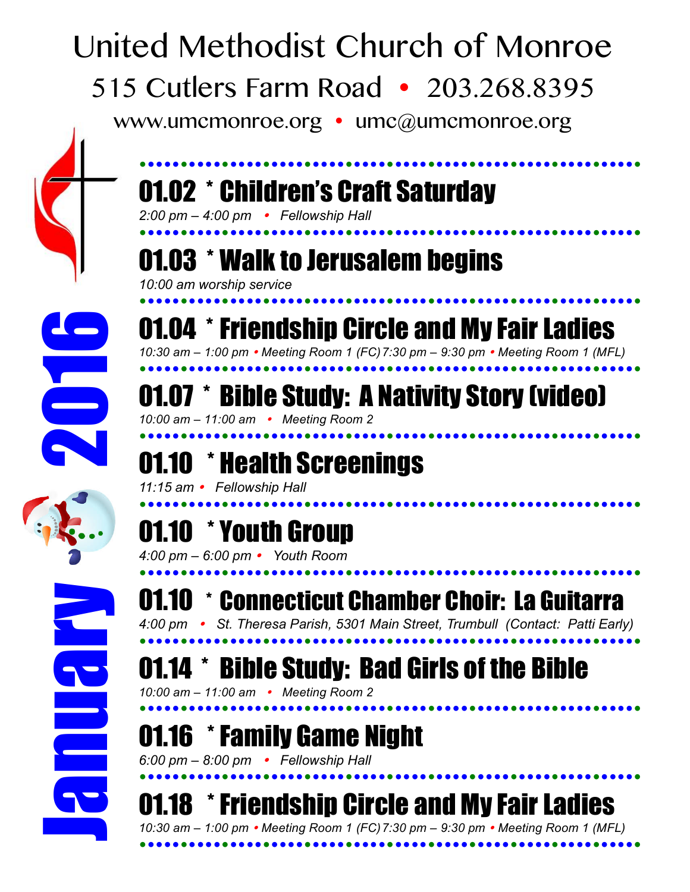# United Methodist Church of Monroe

515 Cutlers Farm Road • 203.268.8395

www.umcmonroe.org • umc@umcmonroe.org

# January 2016

## 01.02 * Children's Craft Saturday

*2:00 pm – 4:00 pm • Fellowship Hall*

## 01.03 * Walk to Jerusalem begins

*10:00 am worship service*

## 01.04 * Friendship Circle and My Fair Ladies

*10:30 am – 1:00 pm • Meeting Room 1 (FC) 7:30 pm – 9:30 pm • Meeting Room 1 (MFL)*

## 01.07 * Bible Study: A Nativity Story (video)

*10:00 am – 11:00 am • Meeting Room 2*

## 01.10 * Health Screenings

*11:15 am • Fellowship Hall*

## 01.10 * Youth Group

*4:00 pm – 6:00 pm • Youth Room*

## 01.10 * Connecticut Chamber Choir: La Guitarra

*4:00 pm • St. Theresa Parish, 5301 Main Street, Trumbull (Contact: Patti Early)*

## 01.14 * Bible Study: Bad Girls of the Bible

*10:00 am – 11:00 am • Meeting Room 2*

## 01.16 * Family Game Night

*6:00 pm – 8:00 pm • Fellowship Hall*

## 01.18 * Friendship Circle and My Fair Ladies

*10:30 am – 1:00 pm • Meeting Room 1 (FC) 7:30 pm – 9:30 pm • Meeting Room 1 (MFL)*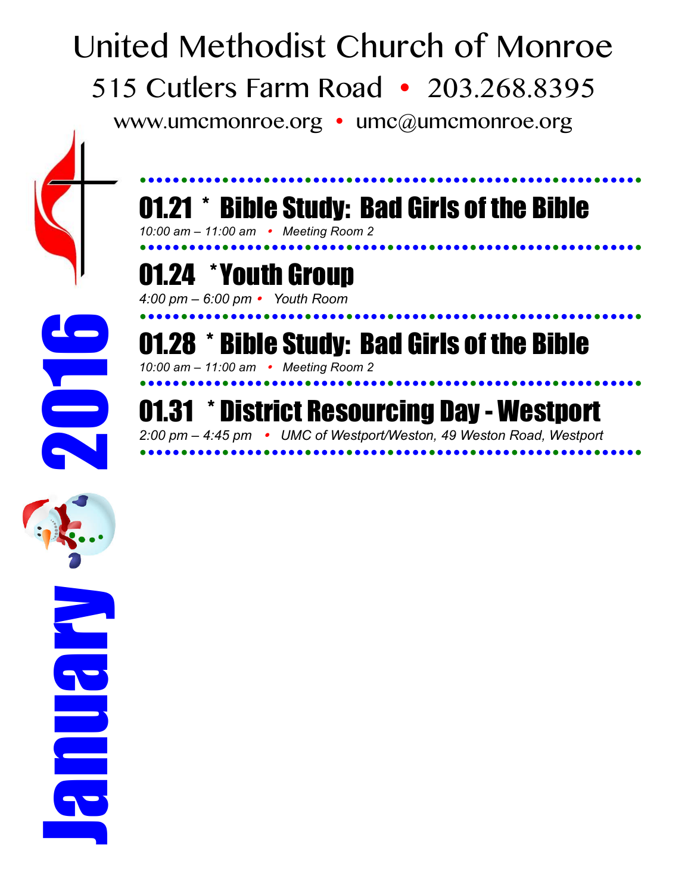# United Methodist Church of Monroe

515 Cutlers Farm Road • 203.268.8395

www.umcmonroe.org • umc@umcmonroe.org

**January 2016**

## 01.21 * Bible Study: Bad Girls of the Bible

*10:00 am – 11:00 am • Meeting Room 2*

## 01.24 * Youth Group

*4:00 pm – 6:00 pm • Youth Room*

## 01.28 * Bible Study: Bad Girls of the Bible

*10:00 am – 11:00 am • Meeting Room 2*

## 01.31 * District Resourcing Day - Westport

*2:00 pm – 4:45 pm • UMC of Westport/Weston, 49 Weston Road, Westport*